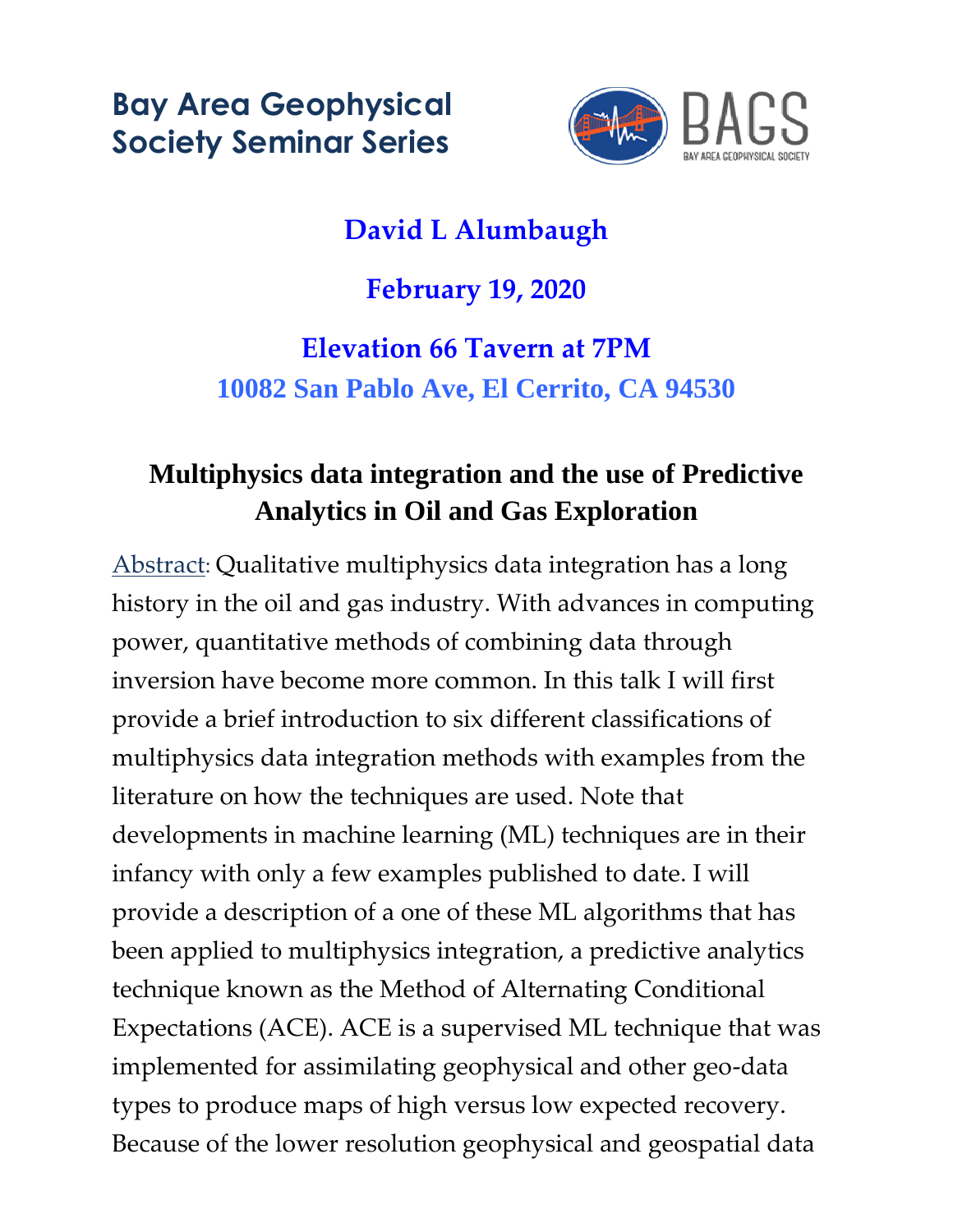# Bay Area Geophysical Society Seminar Series

BAGS
BAY AREA GEOPHYSICAL SOCIETY

## David L Alumbaugh

## February 19, 2020

## Elevation 66 Tavern at 7PM

### 10082 San Pablo Ave, El Cerrito, CA 94530

## Multiphysics data integration and the use of Predictive Analytics in Oil and Gas Exploration

Abstract: Qualitative multiphysics data integration has a long history in the oil and gas industry. With advances in computing power, quantitative methods of combining data through inversion have become more common. In this talk I will first provide a brief introduction to six different classifications of multiphysics data integration methods with examples from the literature on how the techniques are used. Note that developments in machine learning (ML) techniques are in their infancy with only a few examples published to date. I will provide a description of a one of these ML algorithms that has been applied to multiphysics integration, a predictive analytics technique known as the Method of Alternating Conditional Expectations (ACE). ACE is a supervised ML technique that was implemented for assimilating geophysical and other geo-data types to produce maps of high versus low expected recovery. Because of the lower resolution geophysical and geospatial data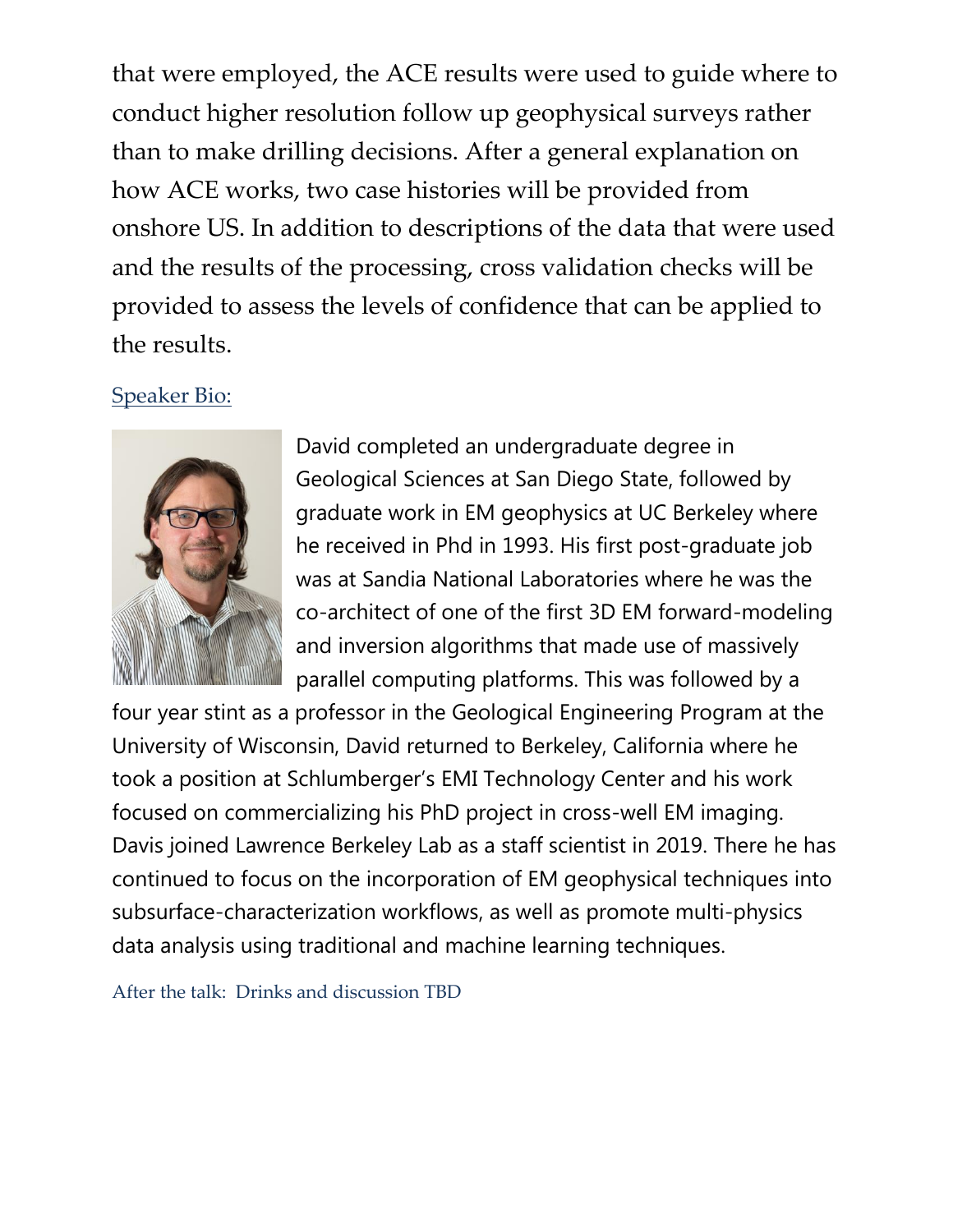that were employed, the ACE results were used to guide where to conduct higher resolution follow up geophysical surveys rather than to make drilling decisions. After a general explanation on how ACE works, two case histories will be provided from onshore US. In addition to descriptions of the data that were used and the results of the processing, cross validation checks will be provided to assess the levels of confidence that can be applied to the results.

Speaker Bio:

David completed an undergraduate degree in Geological Sciences at San Diego State, followed by graduate work in EM geophysics at UC Berkeley where he received in Phd in 1993. His first post-graduate job was at Sandia National Laboratories where he was the co-architect of one of the first 3D EM forward-modeling and inversion algorithms that made use of massively parallel computing platforms. This was followed by a four year stint as a professor in the Geological Engineering Program at the University of Wisconsin, David returned to Berkeley, California where he took a position at Schlumberger's EMI Technology Center and his work focused on commercializing his PhD project in cross-well EM imaging. Davis joined Lawrence Berkeley Lab as a staff scientist in 2019. There he has continued to focus on the incorporation of EM geophysical techniques into subsurface-characterization workflows, as well as promote multi-physics data analysis using traditional and machine learning techniques.

After the talk: Drinks and discussion TBD